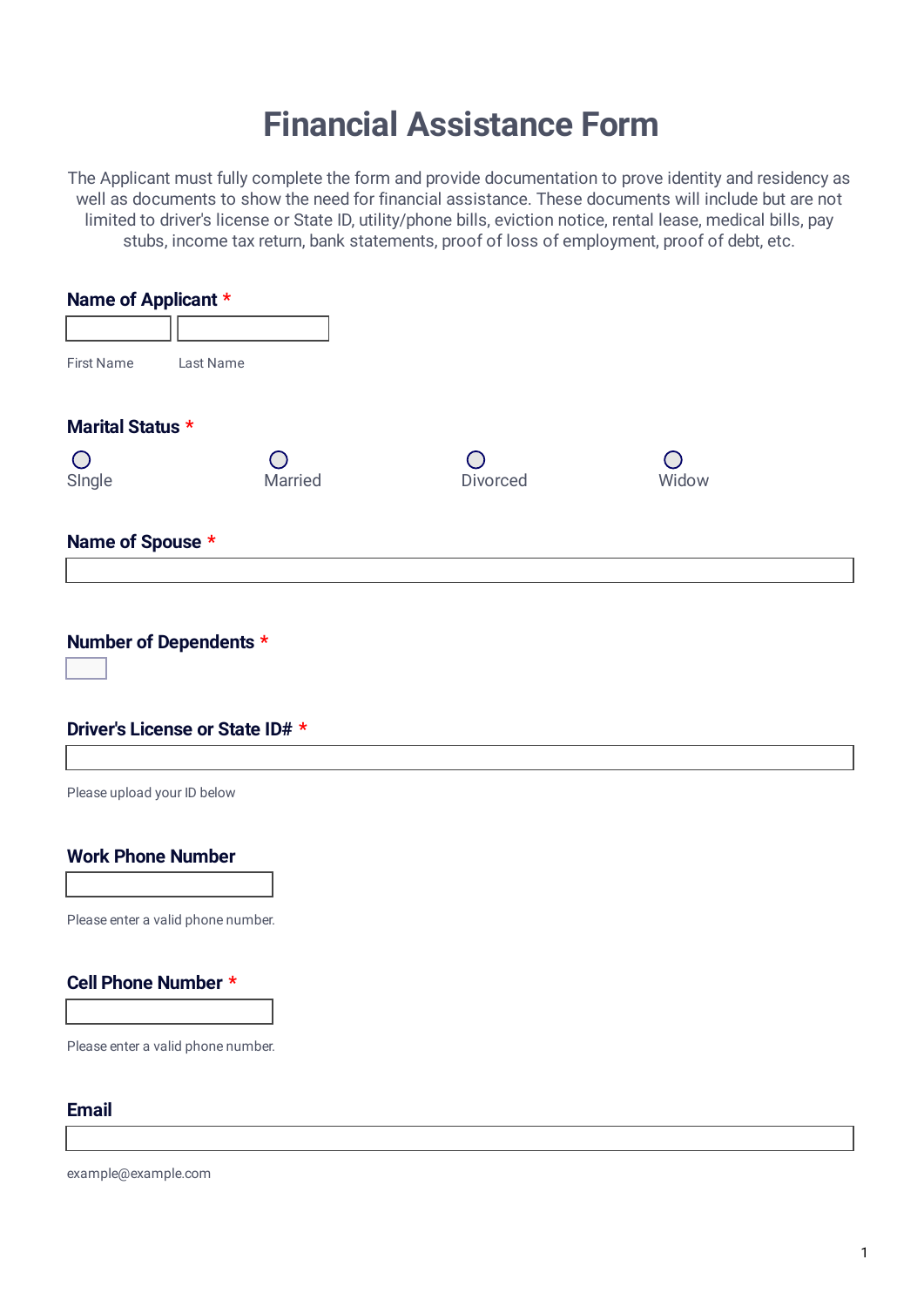# Financial Assistance Form

The Applicant must fully complete the form and provide documentation to prove identity and residency as well as documents to show the need for financial assistance. These documents will include but are not limited to driver's license or State ID, utility/phone bills, eviction notice, rental lease, medical bills, pay stubs, income tax return, bank statements, proof of loss of employment, proof of debt, etc.

**Name of Applicant** *

First Name

Last Name

**Marital Status** *

○ SIngle ○ Married ○ Divorced ○ Widow

**Name of Spouse** *

**Number of Dependents** *

**Driver's License or State ID#** *

Please upload your ID below

**Work Phone Number**

Please enter a valid phone number.

**Cell Phone Number** *

Please enter a valid phone number.

**Email**

example@example.com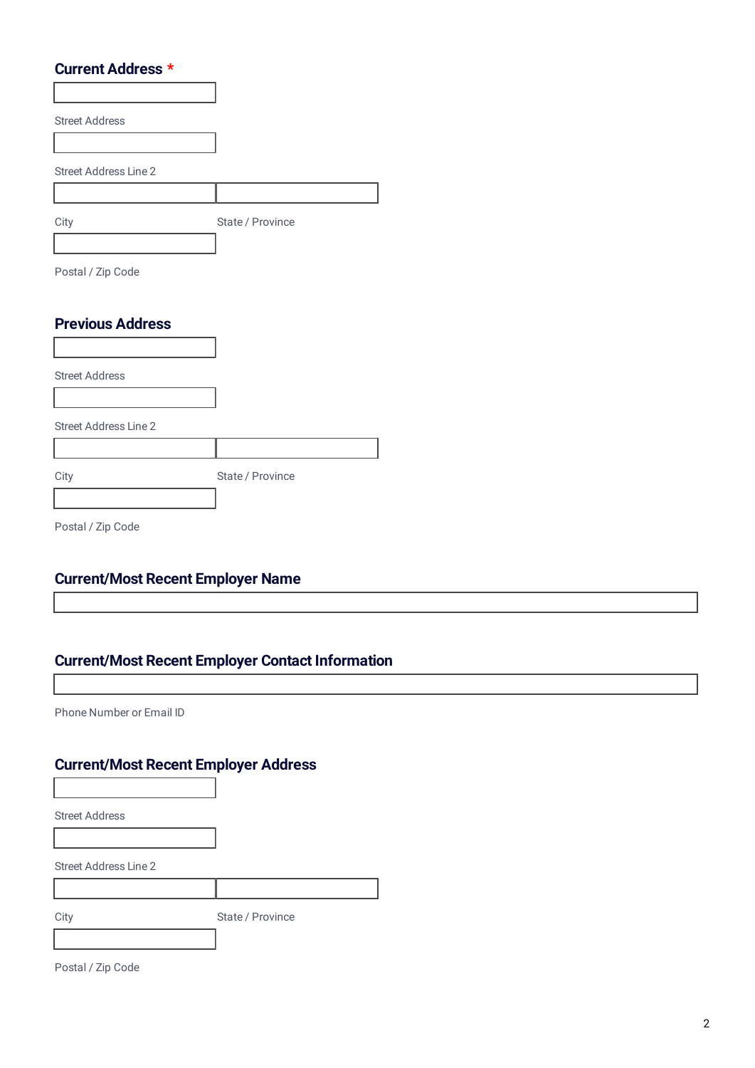## Current Address *

Street Address

Street Address Line 2

City

State / Province

Postal / Zip Code

## Previous Address

Street Address

Street Address Line 2

City

State / Province

Postal / Zip Code

## Current/Most Recent Employer Name

## Current/Most Recent Employer Contact Information

Phone Number or Email ID

## Current/Most Recent Employer Address

Street Address

Street Address Line 2

City

State / Province

Postal / Zip Code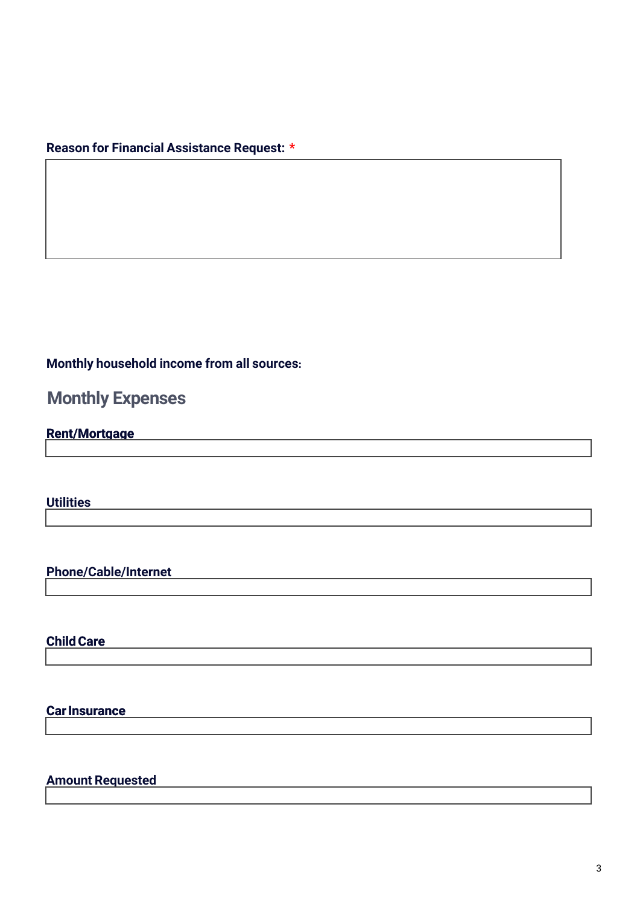**Reason for Financial Assistance Request:** *

**Monthly household income from all sources:**

## Monthly Expenses

**Rent/Mortgage**

**Utilities**

**Phone/Cable/Internet**

**Child Care**

**Car Insurance**

**Amount Requested**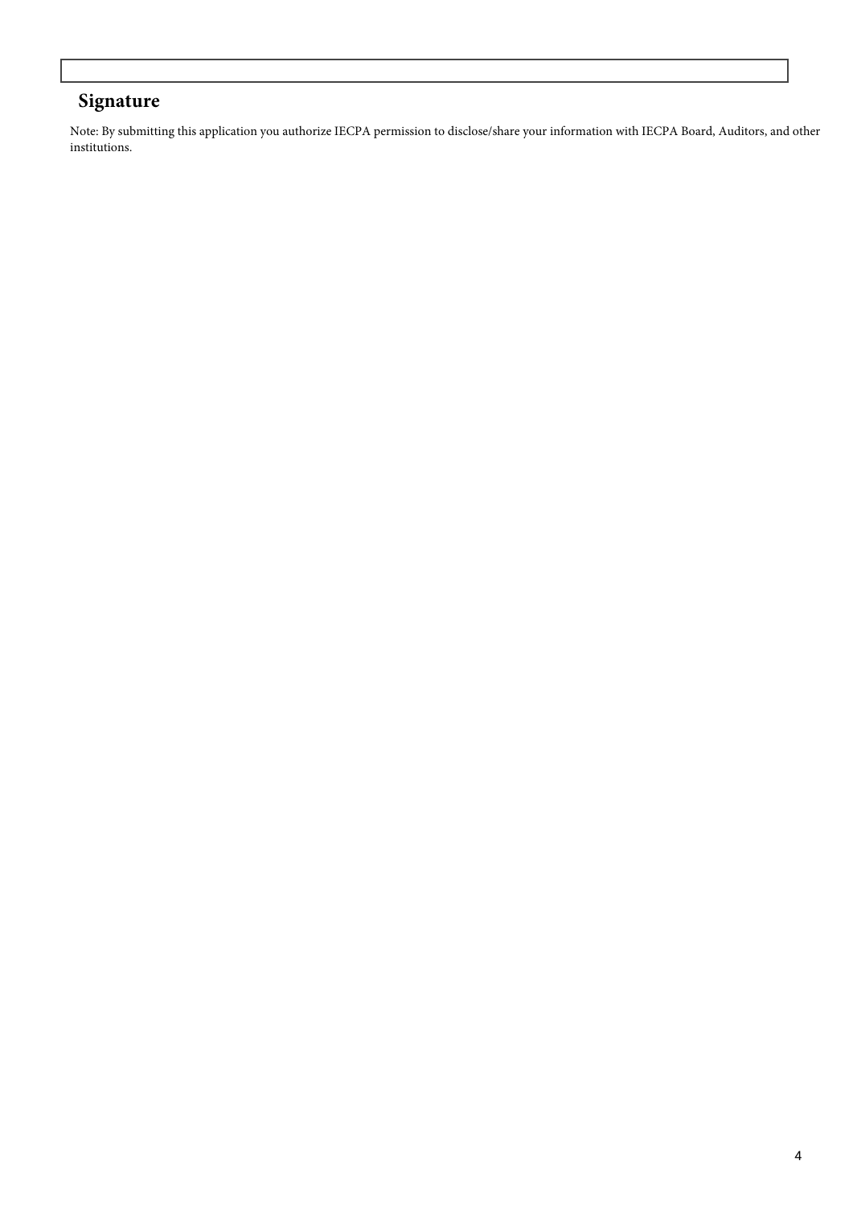## Signature

Note: By submitting this application you authorize IECPA permission to disclose/share your information with IECPA Board, Auditors, and other institutions.